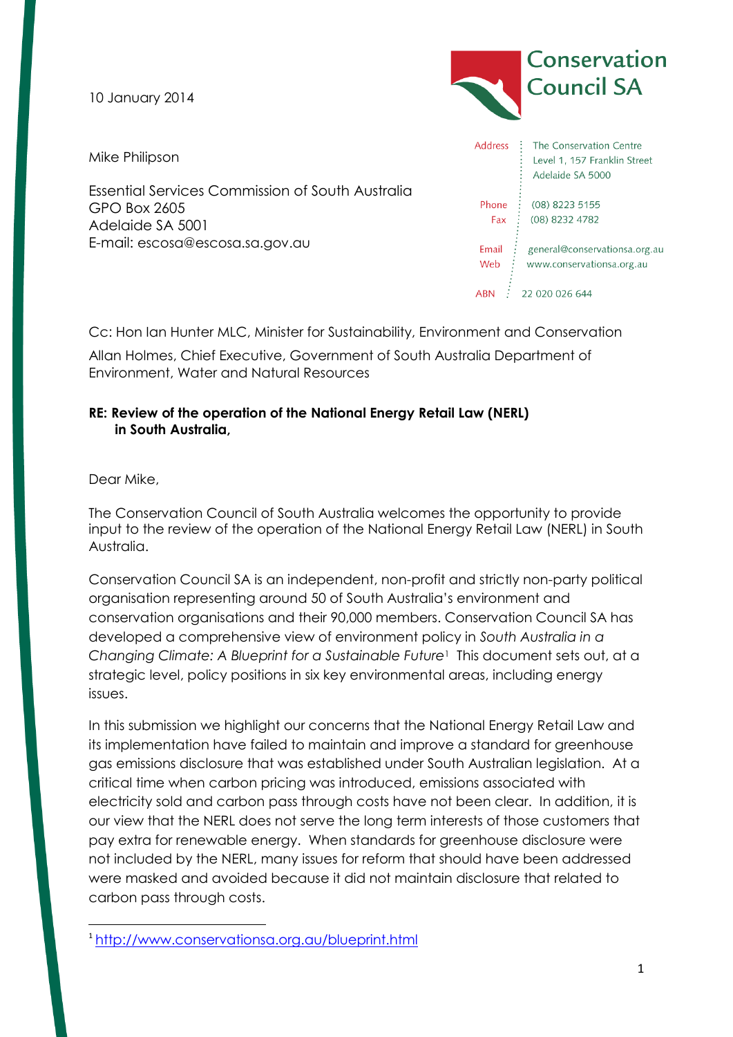10 January 2014

**Conservation Council SA**

Address: The Conservation Centre, Level 1, 157 Franklin Street, Adelaide SA 5000
Phone: (08) 8223 5155
Fax: (08) 8232 4782
Email: general@conservationsa.org.au
Web: www.conservationsa.org.au
ABN: 22 020 026 644

Mike Philipson

Essential Services Commission of South Australia
GPO Box 2605
Adelaide SA 5001
E-mail: escosa@escosa.sa.gov.au

Cc: Hon Ian Hunter MLC, Minister for Sustainability, Environment and Conservation

Allan Holmes, Chief Executive, Government of South Australia Department of Environment, Water and Natural Resources

**RE: Review of the operation of the National Energy Retail Law (NERL) in South Australia,**

Dear Mike,

The Conservation Council of South Australia welcomes the opportunity to provide input to the review of the operation of the National Energy Retail Law (NERL) in South Australia.

Conservation Council SA is an independent, non-profit and strictly non-party political organisation representing around 50 of South Australia's environment and conservation organisations and their 90,000 members. Conservation Council SA has developed a comprehensive view of environment policy in *South Australia in a Changing Climate: A Blueprint for a Sustainable Future*[1] This document sets out, at a strategic level, policy positions in six key environmental areas, including energy issues.

In this submission we highlight our concerns that the National Energy Retail Law and its implementation have failed to maintain and improve a standard for greenhouse gas emissions disclosure that was established under South Australian legislation. At a critical time when carbon pricing was introduced, emissions associated with electricity sold and carbon pass through costs have not been clear. In addition, it is our view that the NERL does not serve the long term interests of those customers that pay extra for renewable energy. When standards for greenhouse disclosure were not included by the NERL, many issues for reform that should have been addressed were masked and avoided because it did not maintain disclosure that related to carbon pass through costs.

[1] http://www.conservationsa.org.au/blueprint.html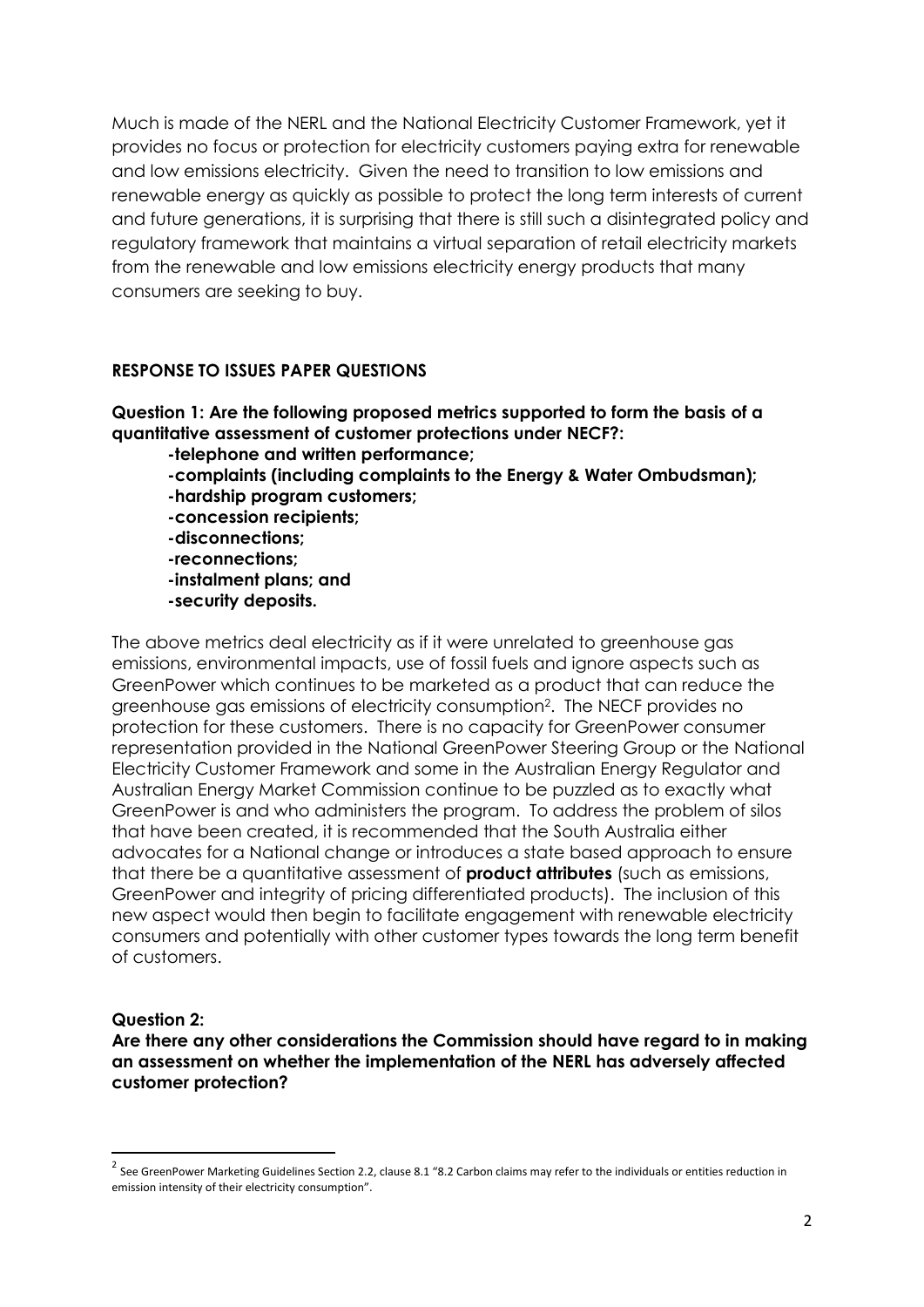Much is made of the NERL and the National Electricity Customer Framework, yet it provides no focus or protection for electricity customers paying extra for renewable and low emissions electricity. Given the need to transition to low emissions and renewable energy as quickly as possible to protect the long term interests of current and future generations, it is surprising that there is still such a disintegrated policy and regulatory framework that maintains a virtual separation of retail electricity markets from the renewable and low emissions electricity energy products that many consumers are seeking to buy.

## RESPONSE TO ISSUES PAPER QUESTIONS

**Question 1: Are the following proposed metrics supported to form the basis of a quantitative assessment of customer protections under NECF?:**

- **-telephone and written performance;**
- **-complaints (including complaints to the Energy & Water Ombudsman);**
- **-hardship program customers;**
- **-concession recipients;**
- **-disconnections;**
- **-reconnections;**
- **-instalment plans; and**
- **-security deposits.**

The above metrics deal electricity as if it were unrelated to greenhouse gas emissions, environmental impacts, use of fossil fuels and ignore aspects such as GreenPower which continues to be marketed as a product that can reduce the greenhouse gas emissions of electricity consumption[2]. The NECF provides no protection for these customers. There is no capacity for GreenPower consumer representation provided in the National GreenPower Steering Group or the National Electricity Customer Framework and some in the Australian Energy Regulator and Australian Energy Market Commission continue to be puzzled as to exactly what GreenPower is and who administers the program. To address the problem of silos that have been created, it is recommended that the South Australia either advocates for a National change or introduces a state based approach to ensure that there be a quantitative assessment of **product attributes** (such as emissions, GreenPower and integrity of pricing differentiated products). The inclusion of this new aspect would then begin to facilitate engagement with renewable electricity consumers and potentially with other customer types towards the long term benefit of customers.

**Question 2:**
**Are there any other considerations the Commission should have regard to in making an assessment on whether the implementation of the NERL has adversely affected customer protection?**

[2] See GreenPower Marketing Guidelines Section 2.2, clause 8.1 "8.2 Carbon claims may refer to the individuals or entities reduction in emission intensity of their electricity consumption".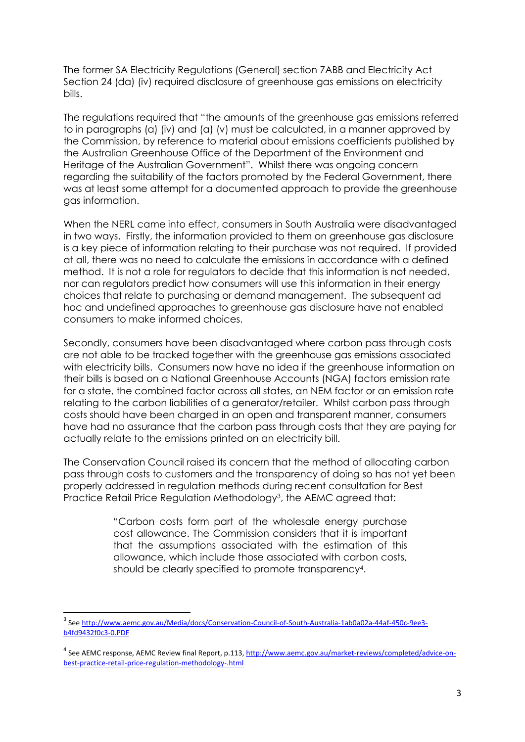The former SA Electricity Regulations (General) section 7ABB and Electricity Act Section 24 (da) (iv) required disclosure of greenhouse gas emissions on electricity bills.

The regulations required that "the amounts of the greenhouse gas emissions referred to in paragraphs (a) (iv) and (a) (v) must be calculated, in a manner approved by the Commission, by reference to material about emissions coefficients published by the Australian Greenhouse Office of the Department of the Environment and Heritage of the Australian Government". Whilst there was ongoing concern regarding the suitability of the factors promoted by the Federal Government, there was at least some attempt for a documented approach to provide the greenhouse gas information.

When the NERL came into effect, consumers in South Australia were disadvantaged in two ways. Firstly, the information provided to them on greenhouse gas disclosure is a key piece of information relating to their purchase was not required. If provided at all, there was no need to calculate the emissions in accordance with a defined method. It is not a role for regulators to decide that this information is not needed, nor can regulators predict how consumers will use this information in their energy choices that relate to purchasing or demand management. The subsequent ad hoc and undefined approaches to greenhouse gas disclosure have not enabled consumers to make informed choices.

Secondly, consumers have been disadvantaged where carbon pass through costs are not able to be tracked together with the greenhouse gas emissions associated with electricity bills. Consumers now have no idea if the greenhouse information on their bills is based on a National Greenhouse Accounts (NGA) factors emission rate for a state, the combined factor across all states, an NEM factor or an emission rate relating to the carbon liabilities of a generator/retailer. Whilst carbon pass through costs should have been charged in an open and transparent manner, consumers have had no assurance that the carbon pass through costs that they are paying for actually relate to the emissions printed on an electricity bill.

The Conservation Council raised its concern that the method of allocating carbon pass through costs to customers and the transparency of doing so has not yet been properly addressed in regulation methods during recent consultation for Best Practice Retail Price Regulation Methodology[3], the AEMC agreed that:

> "Carbon costs form part of the wholesale energy purchase cost allowance. The Commission considers that it is important that the assumptions associated with the estimation of this allowance, which include those associated with carbon costs, should be clearly specified to promote transparency[4].

---

[3] See http://www.aemc.gov.au/Media/docs/Conservation-Council-of-South-Australia-1ab0a02a-44af-450c-9ee3-b4fd9432f0c3-0.PDF

[4] See AEMC response, AEMC Review final Report, p.113, http://www.aemc.gov.au/market-reviews/completed/advice-on-best-practice-retail-price-regulation-methodology-.html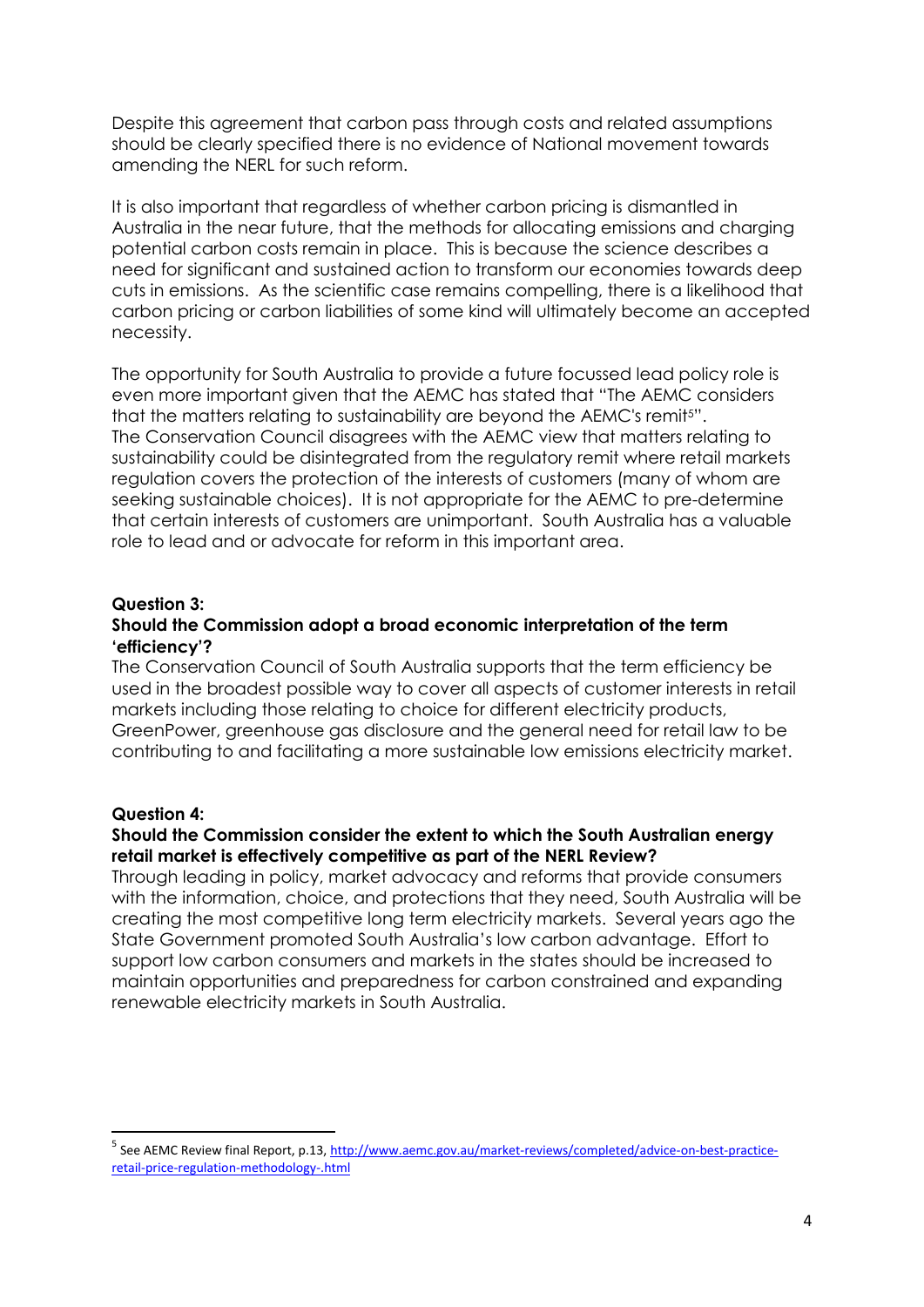Despite this agreement that carbon pass through costs and related assumptions should be clearly specified there is no evidence of National movement towards amending the NERL for such reform.

It is also important that regardless of whether carbon pricing is dismantled in Australia in the near future, that the methods for allocating emissions and charging potential carbon costs remain in place. This is because the science describes a need for significant and sustained action to transform our economies towards deep cuts in emissions. As the scientific case remains compelling, there is a likelihood that carbon pricing or carbon liabilities of some kind will ultimately become an accepted necessity.

The opportunity for South Australia to provide a future focussed lead policy role is even more important given that the AEMC has stated that "The AEMC considers that the matters relating to sustainability are beyond the AEMC's remit[5]". The Conservation Council disagrees with the AEMC view that matters relating to sustainability could be disintegrated from the regulatory remit where retail markets regulation covers the protection of the interests of customers (many of whom are seeking sustainable choices). It is not appropriate for the AEMC to pre-determine that certain interests of customers are unimportant. South Australia has a valuable role to lead and or advocate for reform in this important area.

**Question 3:**
**Should the Commission adopt a broad economic interpretation of the term 'efficiency'?**

The Conservation Council of South Australia supports that the term efficiency be used in the broadest possible way to cover all aspects of customer interests in retail markets including those relating to choice for different electricity products, GreenPower, greenhouse gas disclosure and the general need for retail law to be contributing to and facilitating a more sustainable low emissions electricity market.

**Question 4:**
**Should the Commission consider the extent to which the South Australian energy retail market is effectively competitive as part of the NERL Review?**

Through leading in policy, market advocacy and reforms that provide consumers with the information, choice, and protections that they need, South Australia will be creating the most competitive long term electricity markets. Several years ago the State Government promoted South Australia's low carbon advantage. Effort to support low carbon consumers and markets in the states should be increased to maintain opportunities and preparedness for carbon constrained and expanding renewable electricity markets in South Australia.

---

[5] See AEMC Review final Report, p.13, http://www.aemc.gov.au/market-reviews/completed/advice-on-best-practice-retail-price-regulation-methodology-.html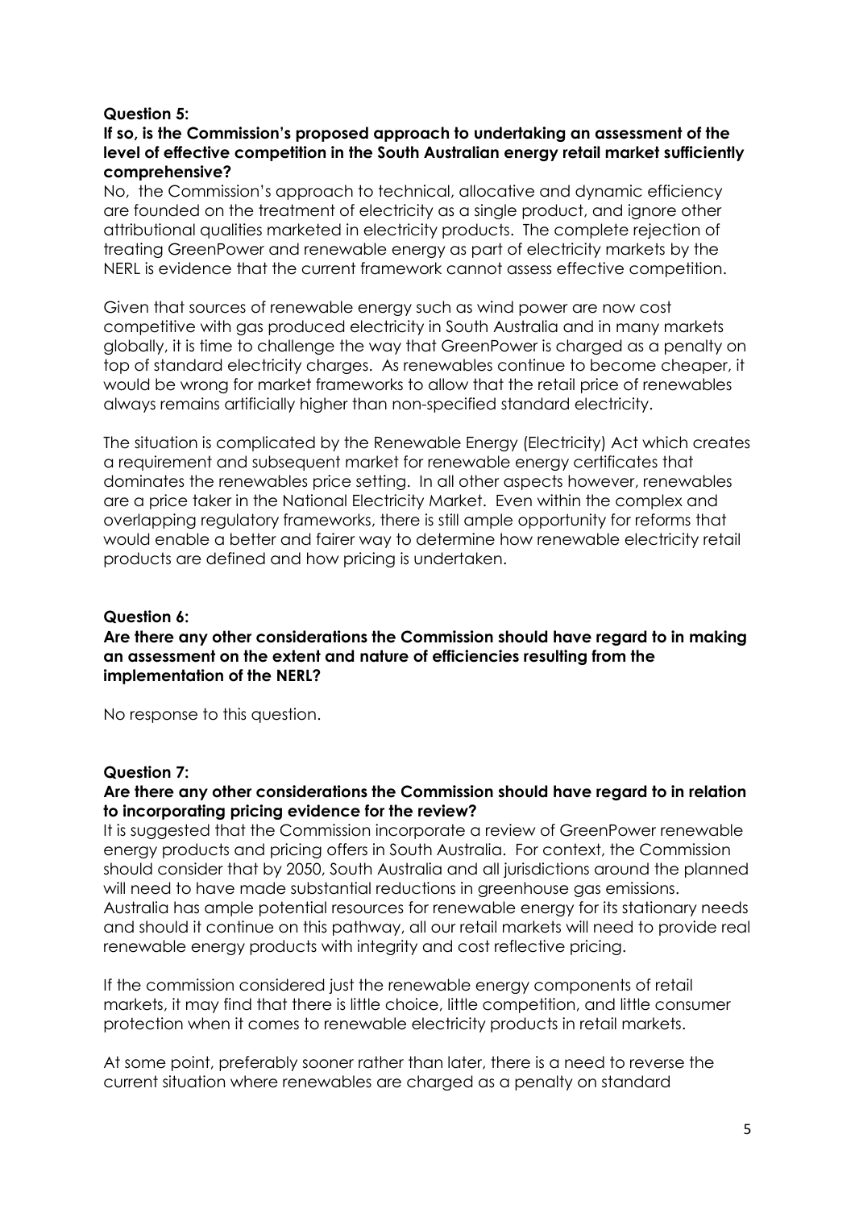**Question 5:**

**If so, is the Commission's proposed approach to undertaking an assessment of the level of effective competition in the South Australian energy retail market sufficiently comprehensive?**

No, the Commission's approach to technical, allocative and dynamic efficiency are founded on the treatment of electricity as a single product, and ignore other attributional qualities marketed in electricity products. The complete rejection of treating GreenPower and renewable energy as part of electricity markets by the NERL is evidence that the current framework cannot assess effective competition.

Given that sources of renewable energy such as wind power are now cost competitive with gas produced electricity in South Australia and in many markets globally, it is time to challenge the way that GreenPower is charged as a penalty on top of standard electricity charges. As renewables continue to become cheaper, it would be wrong for market frameworks to allow that the retail price of renewables always remains artificially higher than non-specified standard electricity.

The situation is complicated by the Renewable Energy (Electricity) Act which creates a requirement and subsequent market for renewable energy certificates that dominates the renewables price setting. In all other aspects however, renewables are a price taker in the National Electricity Market. Even within the complex and overlapping regulatory frameworks, there is still ample opportunity for reforms that would enable a better and fairer way to determine how renewable electricity retail products are defined and how pricing is undertaken.

**Question 6:**

**Are there any other considerations the Commission should have regard to in making an assessment on the extent and nature of efficiencies resulting from the implementation of the NERL?**

No response to this question.

**Question 7:**

**Are there any other considerations the Commission should have regard to in relation to incorporating pricing evidence for the review?**

It is suggested that the Commission incorporate a review of GreenPower renewable energy products and pricing offers in South Australia. For context, the Commission should consider that by 2050, South Australia and all jurisdictions around the planned will need to have made substantial reductions in greenhouse gas emissions. Australia has ample potential resources for renewable energy for its stationary needs and should it continue on this pathway, all our retail markets will need to provide real renewable energy products with integrity and cost reflective pricing.

If the commission considered just the renewable energy components of retail markets, it may find that there is little choice, little competition, and little consumer protection when it comes to renewable electricity products in retail markets.

At some point, preferably sooner rather than later, there is a need to reverse the current situation where renewables are charged as a penalty on standard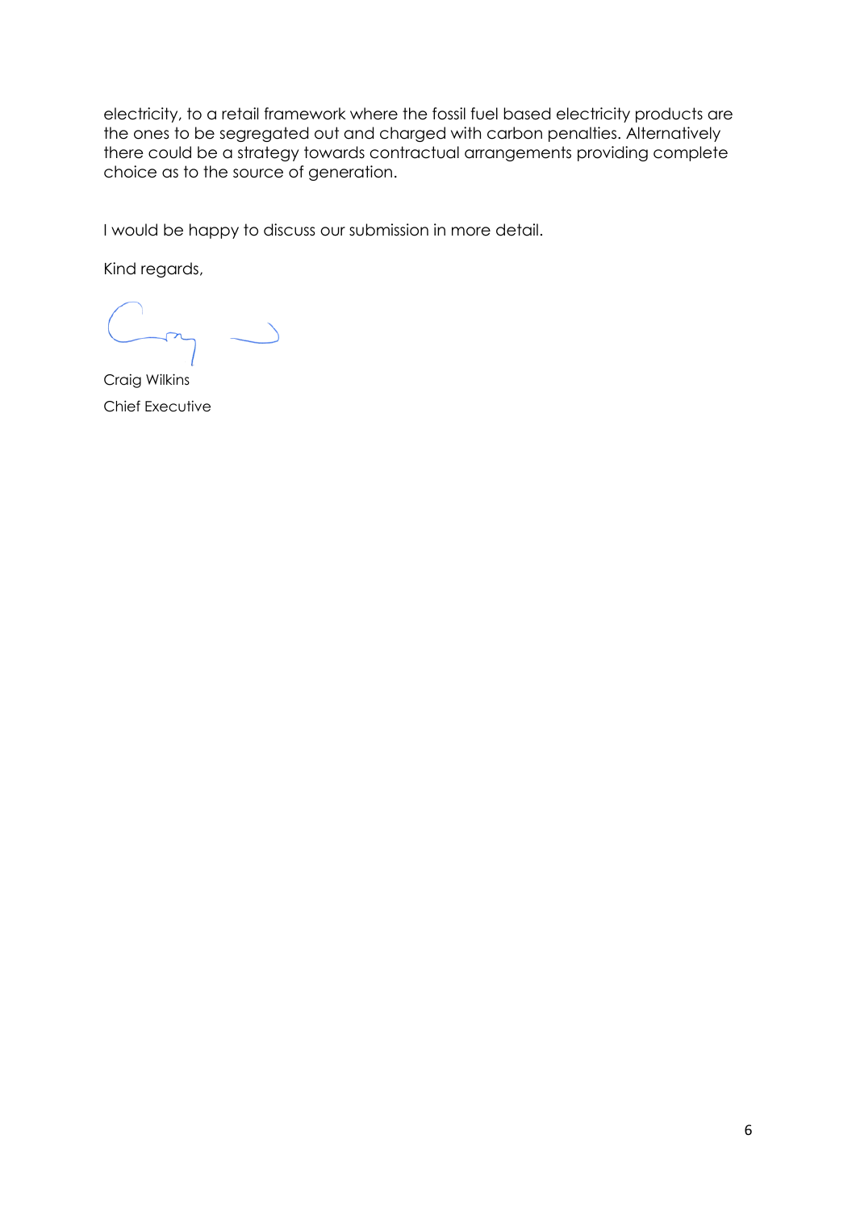electricity, to a retail framework where the fossil fuel based electricity products are the ones to be segregated out and charged with carbon penalties. Alternatively there could be a strategy towards contractual arrangements providing complete choice as to the source of generation.

I would be happy to discuss our submission in more detail.

Kind regards,

Craig Wilkins
Chief Executive